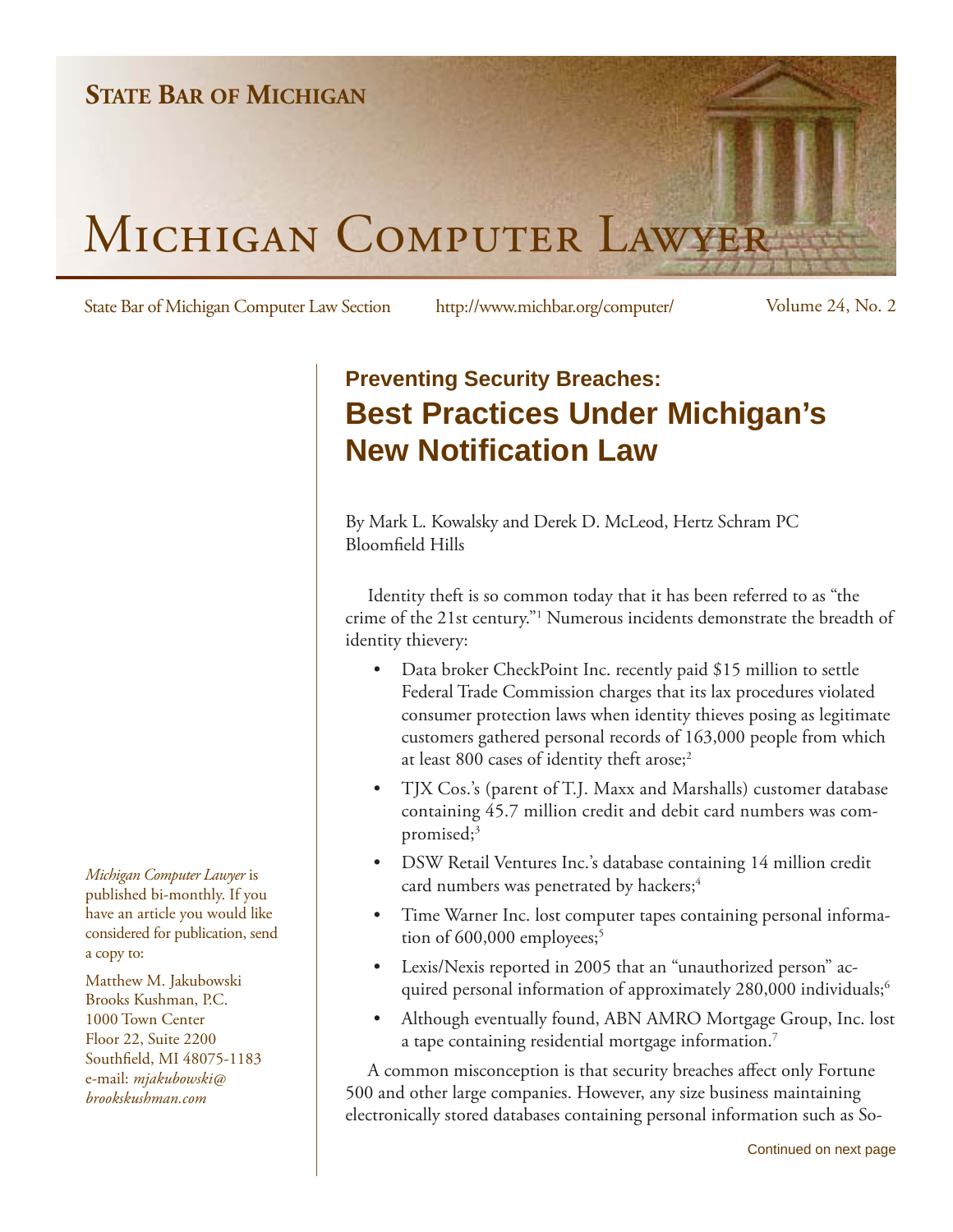# State Bar of Michigan

# Michigan Computer Lawyer

State Bar of Michigan Computer Law Section http://www.michbar.org/computer/ Volume 24, No. 2

## Preventing Security Breaches: Best Practices Under Michigan's New Notification Law

By Mark L. Kowalsky and Derek D. McLeod, Hertz Schram PC
Bloomfield Hills

Identity theft is so common today that it has been referred to as "the crime of the 21st century."[1] Numerous incidents demonstrate the breadth of identity thievery:

- Data broker CheckPoint Inc. recently paid $15 million to settle Federal Trade Commission charges that its lax procedures violated consumer protection laws when identity thieves posing as legitimate customers gathered personal records of 163,000 people from which at least 800 cases of identity theft arose;[2]
- TJX Cos.'s (parent of T.J. Maxx and Marshalls) customer database containing 45.7 million credit and debit card numbers was compromised;[3]
- DSW Retail Ventures Inc.'s database containing 14 million credit card numbers was penetrated by hackers;[4]
- Time Warner Inc. lost computer tapes containing personal information of 600,000 employees;[5]
- Lexis/Nexis reported in 2005 that an "unauthorized person" acquired personal information of approximately 280,000 individuals;[6]
- Although eventually found, ABN AMRO Mortgage Group, Inc. lost a tape containing residential mortgage information.[7]

A common misconception is that security breaches affect only Fortune 500 and other large companies. However, any size business maintaining electronically stored databases containing personal information such as So-

Continued on next page

*Michigan Computer Lawyer* is published bi-monthly. If you have an article you would like considered for publication, send a copy to:

Matthew M. Jakubowski
Brooks Kushman, P.C.
1000 Town Center
Floor 22, Suite 2200
Southfield, MI 48075-1183
e-mail: *mjakubowski@brookskushman.com*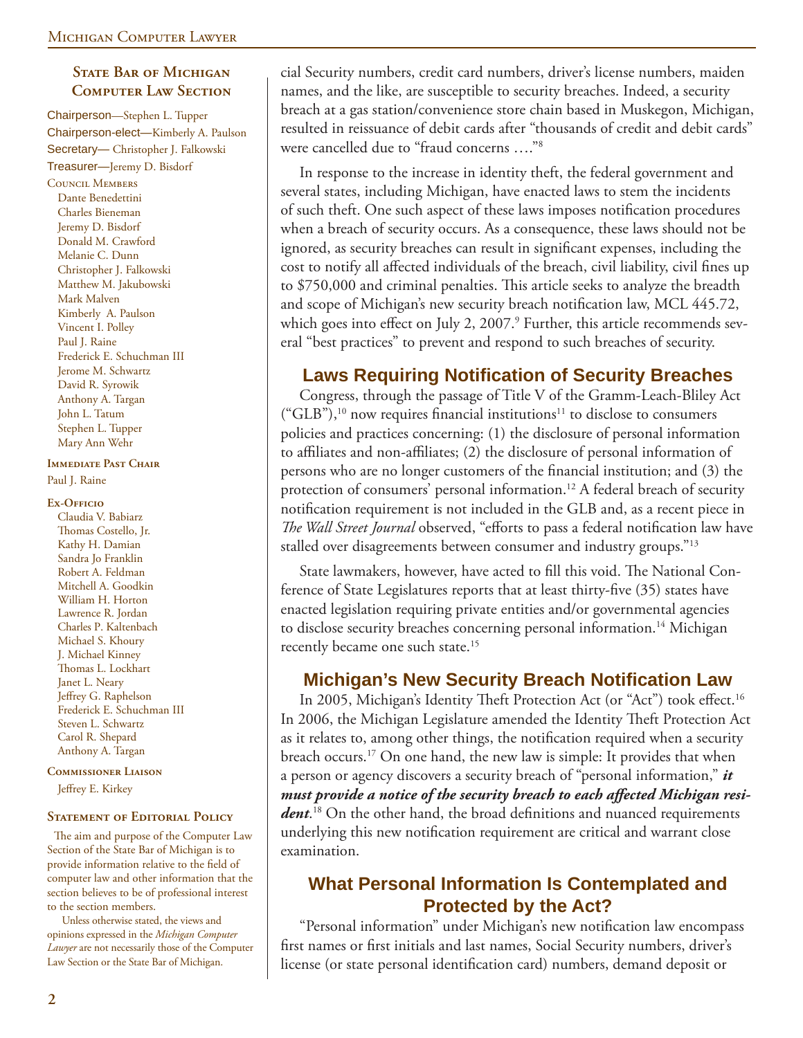## State Bar of Michigan Computer Law Section

Chairperson—Stephen L. Tupper
Chairperson-elect—Kimberly A. Paulson
Secretary— Christopher J. Falkowski
Treasurer—Jeremy D. Bisdorf

**Council Members**

Dante Benedettini
Charles Bieneman
Jeremy D. Bisdorf
Donald M. Crawford
Melanie C. Dunn
Christopher J. Falkowski
Matthew M. Jakubowski
Mark Malven
Kimberly A. Paulson
Vincent I. Polley
Paul J. Raine
Frederick E. Schuchman III
Jerome M. Schwartz
David R. Syrowik
Anthony A. Targan
John L. Tatum
Stephen L. Tupper
Mary Ann Wehr

**Immediate Past Chair**

Paul J. Raine

**Ex-Officio**

Claudia V. Babiarz
Thomas Costello, Jr.
Kathy H. Damian
Sandra Jo Franklin
Robert A. Feldman
Mitchell A. Goodkin
William H. Horton
Lawrence R. Jordan
Charles P. Kaltenbach
Michael S. Khoury
J. Michael Kinney
Thomas L. Lockhart
Janet L. Neary
Jeffrey G. Raphelson
Frederick E. Schuchman III
Steven L. Schwartz
Carol R. Shepard
Anthony A. Targan

**Commissioner Liaison**

Jeffrey E. Kirkey

**Statement of Editorial Policy**

The aim and purpose of the Computer Law Section of the State Bar of Michigan is to provide information relative to the field of computer law and other information that the section believes to be of professional interest to the section members.

Unless otherwise stated, the views and opinions expressed in the *Michigan Computer Lawyer* are not necessarily those of the Computer Law Section or the State Bar of Michigan.

---

cial Security numbers, credit card numbers, driver's license numbers, maiden names, and the like, are susceptible to security breaches. Indeed, a security breach at a gas station/convenience store chain based in Muskegon, Michigan, resulted in reissuance of debit cards after "thousands of credit and debit cards" were cancelled due to "fraud concerns …."[8]

In response to the increase in identity theft, the federal government and several states, including Michigan, have enacted laws to stem the incidents of such theft. One such aspect of these laws imposes notification procedures when a breach of security occurs. As a consequence, these laws should not be ignored, as security breaches can result in significant expenses, including the cost to notify all affected individuals of the breach, civil liability, civil fines up to $750,000 and criminal penalties. This article seeks to analyze the breadth and scope of Michigan's new security breach notification law, MCL 445.72, which goes into effect on July 2, 2007.[9] Further, this article recommends several "best practices" to prevent and respond to such breaches of security.

## Laws Requiring Notification of Security Breaches

Congress, through the passage of Title V of the Gramm-Leach-Bliley Act ("GLB"),[10] now requires financial institutions[11] to disclose to consumers policies and practices concerning: (1) the disclosure of personal information to affiliates and non-affiliates; (2) the disclosure of personal information of persons who are no longer customers of the financial institution; and (3) the protection of consumers' personal information.[12] A federal breach of security notification requirement is not included in the GLB and, as a recent piece in *The Wall Street Journal* observed, "efforts to pass a federal notification law have stalled over disagreements between consumer and industry groups."[13]

State lawmakers, however, have acted to fill this void. The National Conference of State Legislatures reports that at least thirty-five (35) states have enacted legislation requiring private entities and/or governmental agencies to disclose security breaches concerning personal information.[14] Michigan recently became one such state.[15]

## Michigan's New Security Breach Notification Law

In 2005, Michigan's Identity Theft Protection Act (or "Act") took effect.[16] In 2006, the Michigan Legislature amended the Identity Theft Protection Act as it relates to, among other things, the notification required when a security breach occurs.[17] On one hand, the new law is simple: It provides that when a person or agency discovers a security breach of "personal information," ***it must provide a notice of the security breach to each affected Michigan resident***.[18] On the other hand, the broad definitions and nuanced requirements underlying this new notification requirement are critical and warrant close examination.

## What Personal Information Is Contemplated and Protected by the Act?

"Personal information" under Michigan's new notification law encompass first names or first initials and last names, Social Security numbers, driver's license (or state personal identification card) numbers, demand deposit or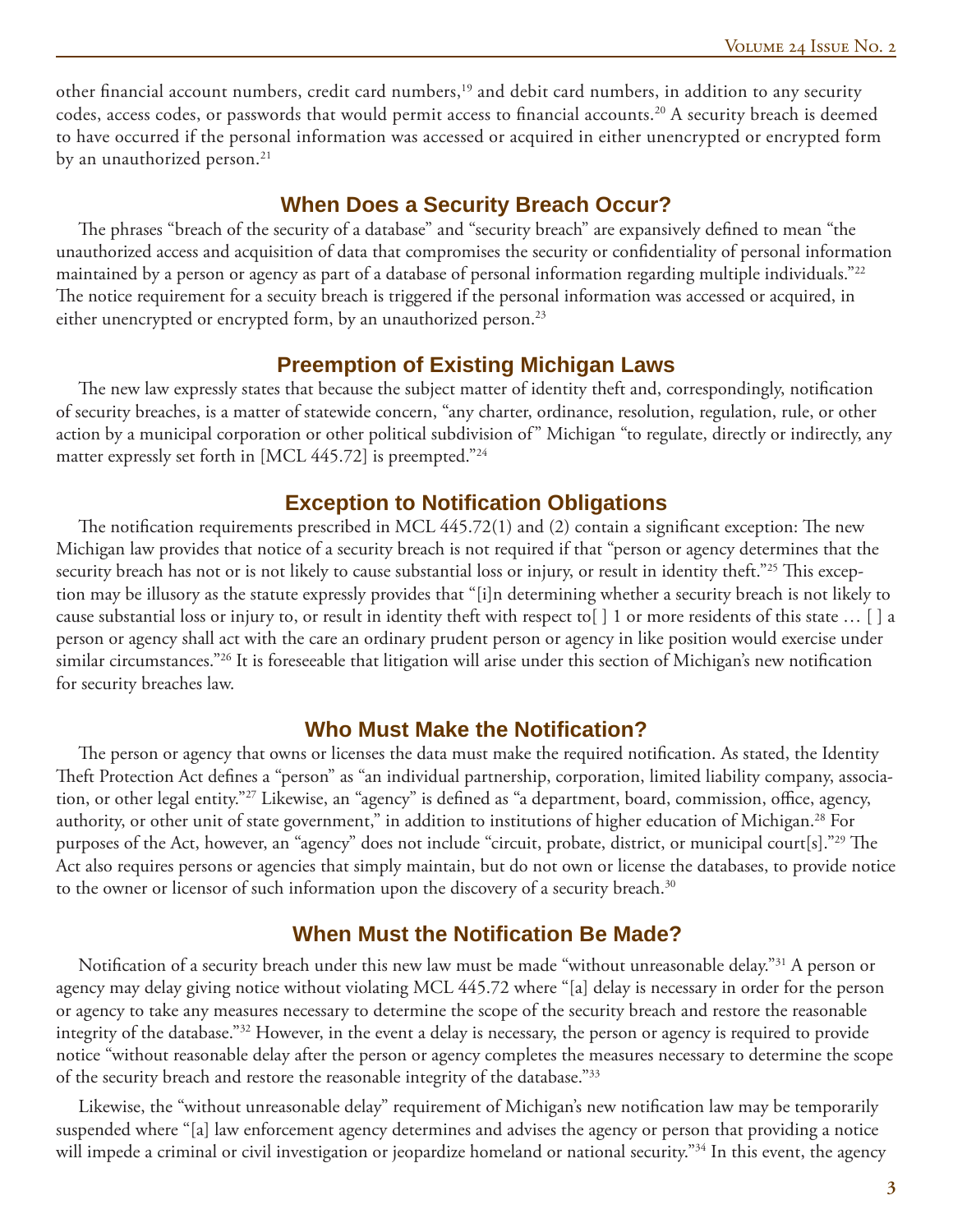other financial account numbers, credit card numbers,[19] and debit card numbers, in addition to any security codes, access codes, or passwords that would permit access to financial accounts.[20] A security breach is deemed to have occurred if the personal information was accessed or acquired in either unencrypted or encrypted form by an unauthorized person.[21]

## When Does a Security Breach Occur?

The phrases "breach of the security of a database" and "security breach" are expansively defined to mean "the unauthorized access and acquisition of data that compromises the security or confidentiality of personal information maintained by a person or agency as part of a database of personal information regarding multiple individuals."[22] The notice requirement for a secuity breach is triggered if the personal information was accessed or acquired, in either unencrypted or encrypted form, by an unauthorized person.[23]

## Preemption of Existing Michigan Laws

The new law expressly states that because the subject matter of identity theft and, correspondingly, notification of security breaches, is a matter of statewide concern, "any charter, ordinance, resolution, regulation, rule, or other action by a municipal corporation or other political subdivision of" Michigan "to regulate, directly or indirectly, any matter expressly set forth in [MCL 445.72] is preempted."[24]

## Exception to Notification Obligations

The notification requirements prescribed in MCL 445.72(1) and (2) contain a significant exception: The new Michigan law provides that notice of a security breach is not required if that "person or agency determines that the security breach has not or is not likely to cause substantial loss or injury, or result in identity theft."[25] This exception may be illusory as the statute expressly provides that "[i]n determining whether a security breach is not likely to cause substantial loss or injury to, or result in identity theft with respect to[ ] 1 or more residents of this state … [ ] a person or agency shall act with the care an ordinary prudent person or agency in like position would exercise under similar circumstances."[26] It is foreseeable that litigation will arise under this section of Michigan's new notification for security breaches law.

## Who Must Make the Notification?

The person or agency that owns or licenses the data must make the required notification. As stated, the Identity Theft Protection Act defines a "person" as "an individual partnership, corporation, limited liability company, association, or other legal entity."[27] Likewise, an "agency" is defined as "a department, board, commission, office, agency, authority, or other unit of state government," in addition to institutions of higher education of Michigan.[28] For purposes of the Act, however, an "agency" does not include "circuit, probate, district, or municipal court[s]."[29] The Act also requires persons or agencies that simply maintain, but do not own or license the databases, to provide notice to the owner or licensor of such information upon the discovery of a security breach.[30]

## When Must the Notification Be Made?

Notification of a security breach under this new law must be made "without unreasonable delay."[31] A person or agency may delay giving notice without violating MCL 445.72 where "[a] delay is necessary in order for the person or agency to take any measures necessary to determine the scope of the security breach and restore the reasonable integrity of the database."[32] However, in the event a delay is necessary, the person or agency is required to provide notice "without reasonable delay after the person or agency completes the measures necessary to determine the scope of the security breach and restore the reasonable integrity of the database."[33]

Likewise, the "without unreasonable delay" requirement of Michigan's new notification law may be temporarily suspended where "[a] law enforcement agency determines and advises the agency or person that providing a notice will impede a criminal or civil investigation or jeopardize homeland or national security."[34] In this event, the agency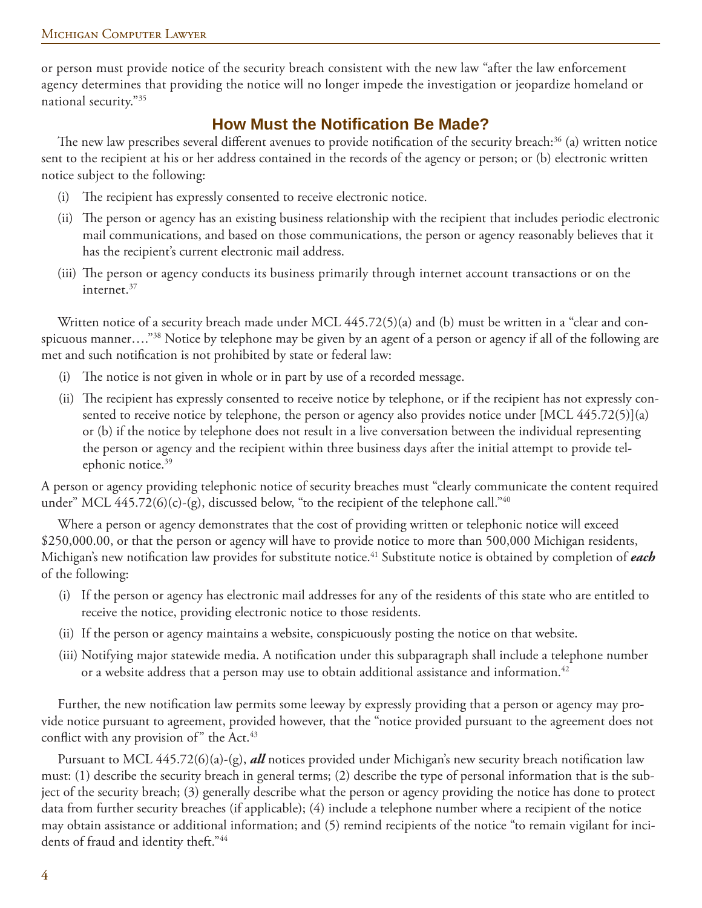or person must provide notice of the security breach consistent with the new law "after the law enforcement agency determines that providing the notice will no longer impede the investigation or jeopardize homeland or national security."[35]

## How Must the Notification Be Made?

The new law prescribes several different avenues to provide notification of the security breach:[36] (a) written notice sent to the recipient at his or her address contained in the records of the agency or person; or (b) electronic written notice subject to the following:

(i) The recipient has expressly consented to receive electronic notice.

(ii) The person or agency has an existing business relationship with the recipient that includes periodic electronic mail communications, and based on those communications, the person or agency reasonably believes that it has the recipient's current electronic mail address.

(iii) The person or agency conducts its business primarily through internet account transactions or on the internet.[37]

Written notice of a security breach made under MCL 445.72(5)(a) and (b) must be written in a "clear and conspicuous manner…."[38] Notice by telephone may be given by an agent of a person or agency if all of the following are met and such notification is not prohibited by state or federal law:

(i) The notice is not given in whole or in part by use of a recorded message.

(ii) The recipient has expressly consented to receive notice by telephone, or if the recipient has not expressly consented to receive notice by telephone, the person or agency also provides notice under [MCL 445.72(5)](a) or (b) if the notice by telephone does not result in a live conversation between the individual representing the person or agency and the recipient within three business days after the initial attempt to provide telephonic notice.[39]

A person or agency providing telephonic notice of security breaches must "clearly communicate the content required under" MCL 445.72(6)(c)-(g), discussed below, "to the recipient of the telephone call."[40]

Where a person or agency demonstrates that the cost of providing written or telephonic notice will exceed $250,000.00, or that the person or agency will have to provide notice to more than 500,000 Michigan residents, Michigan's new notification law provides for substitute notice.[41] Substitute notice is obtained by completion of ***each*** of the following:

(i) If the person or agency has electronic mail addresses for any of the residents of this state who are entitled to receive the notice, providing electronic notice to those residents.

(ii) If the person or agency maintains a website, conspicuously posting the notice on that website.

(iii) Notifying major statewide media. A notification under this subparagraph shall include a telephone number or a website address that a person may use to obtain additional assistance and information.[42]

Further, the new notification law permits some leeway by expressly providing that a person or agency may provide notice pursuant to agreement, provided however, that the "notice provided pursuant to the agreement does not conflict with any provision of" the Act.[43]

Pursuant to MCL 445.72(6)(a)-(g), ***all*** notices provided under Michigan's new security breach notification law must: (1) describe the security breach in general terms; (2) describe the type of personal information that is the subject of the security breach; (3) generally describe what the person or agency providing the notice has done to protect data from further security breaches (if applicable); (4) include a telephone number where a recipient of the notice may obtain assistance or additional information; and (5) remind recipients of the notice "to remain vigilant for incidents of fraud and identity theft."[44]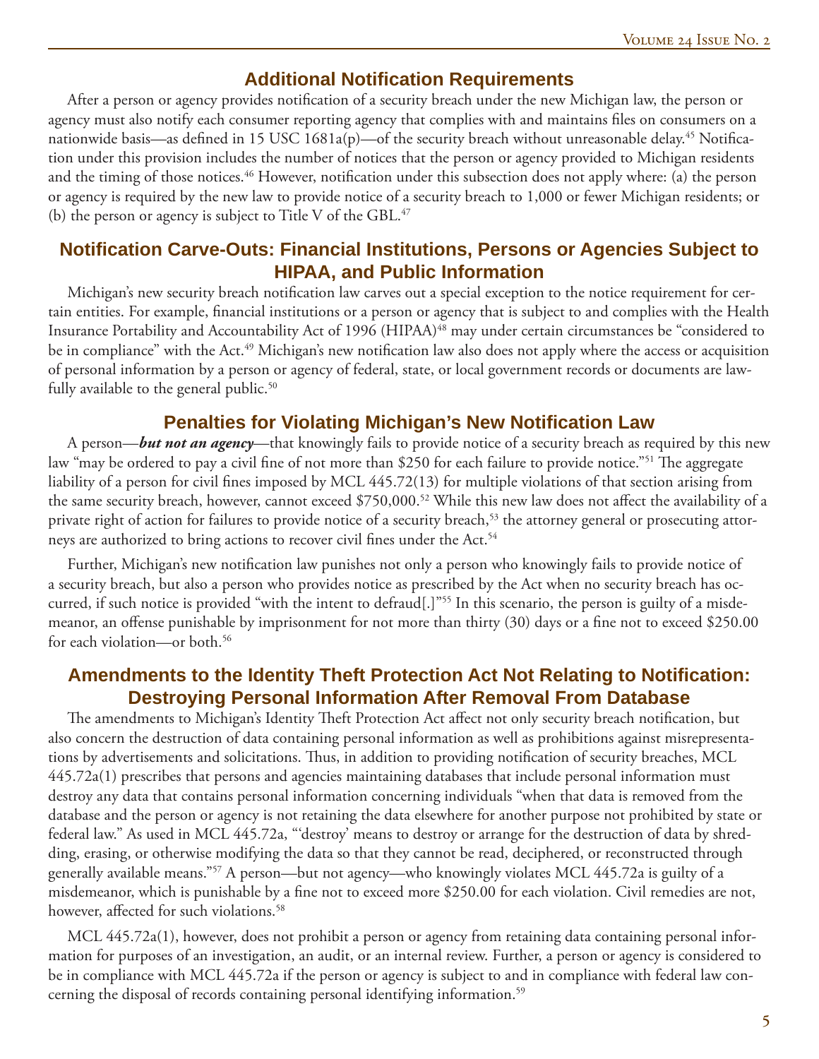## Additional Notification Requirements

After a person or agency provides notification of a security breach under the new Michigan law, the person or agency must also notify each consumer reporting agency that complies with and maintains files on consumers on a nationwide basis—as defined in 15 USC 1681a(p)—of the security breach without unreasonable delay.[45] Notification under this provision includes the number of notices that the person or agency provided to Michigan residents and the timing of those notices.[46] However, notification under this subsection does not apply where: (a) the person or agency is required by the new law to provide notice of a security breach to 1,000 or fewer Michigan residents; or (b) the person or agency is subject to Title V of the GBL.[47]

## Notification Carve-Outs: Financial Institutions, Persons or Agencies Subject to HIPAA, and Public Information

Michigan's new security breach notification law carves out a special exception to the notice requirement for certain entities. For example, financial institutions or a person or agency that is subject to and complies with the Health Insurance Portability and Accountability Act of 1996 (HIPAA)[48] may under certain circumstances be "considered to be in compliance" with the Act.[49] Michigan's new notification law also does not apply where the access or acquisition of personal information by a person or agency of federal, state, or local government records or documents are lawfully available to the general public.[50]

## Penalties for Violating Michigan's New Notification Law

A person—***but not an agency***—that knowingly fails to provide notice of a security breach as required by this new law "may be ordered to pay a civil fine of not more than $250 for each failure to provide notice."[51] The aggregate liability of a person for civil fines imposed by MCL 445.72(13) for multiple violations of that section arising from the same security breach, however, cannot exceed $750,000.[52] While this new law does not affect the availability of a private right of action for failures to provide notice of a security breach,[53] the attorney general or prosecuting attorneys are authorized to bring actions to recover civil fines under the Act.[54]

Further, Michigan's new notification law punishes not only a person who knowingly fails to provide notice of a security breach, but also a person who provides notice as prescribed by the Act when no security breach has occurred, if such notice is provided "with the intent to defraud[.]"[55] In this scenario, the person is guilty of a misdemeanor, an offense punishable by imprisonment for not more than thirty (30) days or a fine not to exceed $250.00 for each violation—or both.[56]

## Amendments to the Identity Theft Protection Act Not Relating to Notification: Destroying Personal Information After Removal From Database

The amendments to Michigan's Identity Theft Protection Act affect not only security breach notification, but also concern the destruction of data containing personal information as well as prohibitions against misrepresentations by advertisements and solicitations. Thus, in addition to providing notification of security breaches, MCL 445.72a(1) prescribes that persons and agencies maintaining databases that include personal information must destroy any data that contains personal information concerning individuals "when that data is removed from the database and the person or agency is not retaining the data elsewhere for another purpose not prohibited by state or federal law." As used in MCL 445.72a, "'destroy' means to destroy or arrange for the destruction of data by shredding, erasing, or otherwise modifying the data so that they cannot be read, deciphered, or reconstructed through generally available means."[57] A person—but not agency—who knowingly violates MCL 445.72a is guilty of a misdemeanor, which is punishable by a fine not to exceed more $250.00 for each violation. Civil remedies are not, however, affected for such violations.[58]

MCL 445.72a(1), however, does not prohibit a person or agency from retaining data containing personal information for purposes of an investigation, an audit, or an internal review. Further, a person or agency is considered to be in compliance with MCL 445.72a if the person or agency is subject to and in compliance with federal law concerning the disposal of records containing personal identifying information.[59]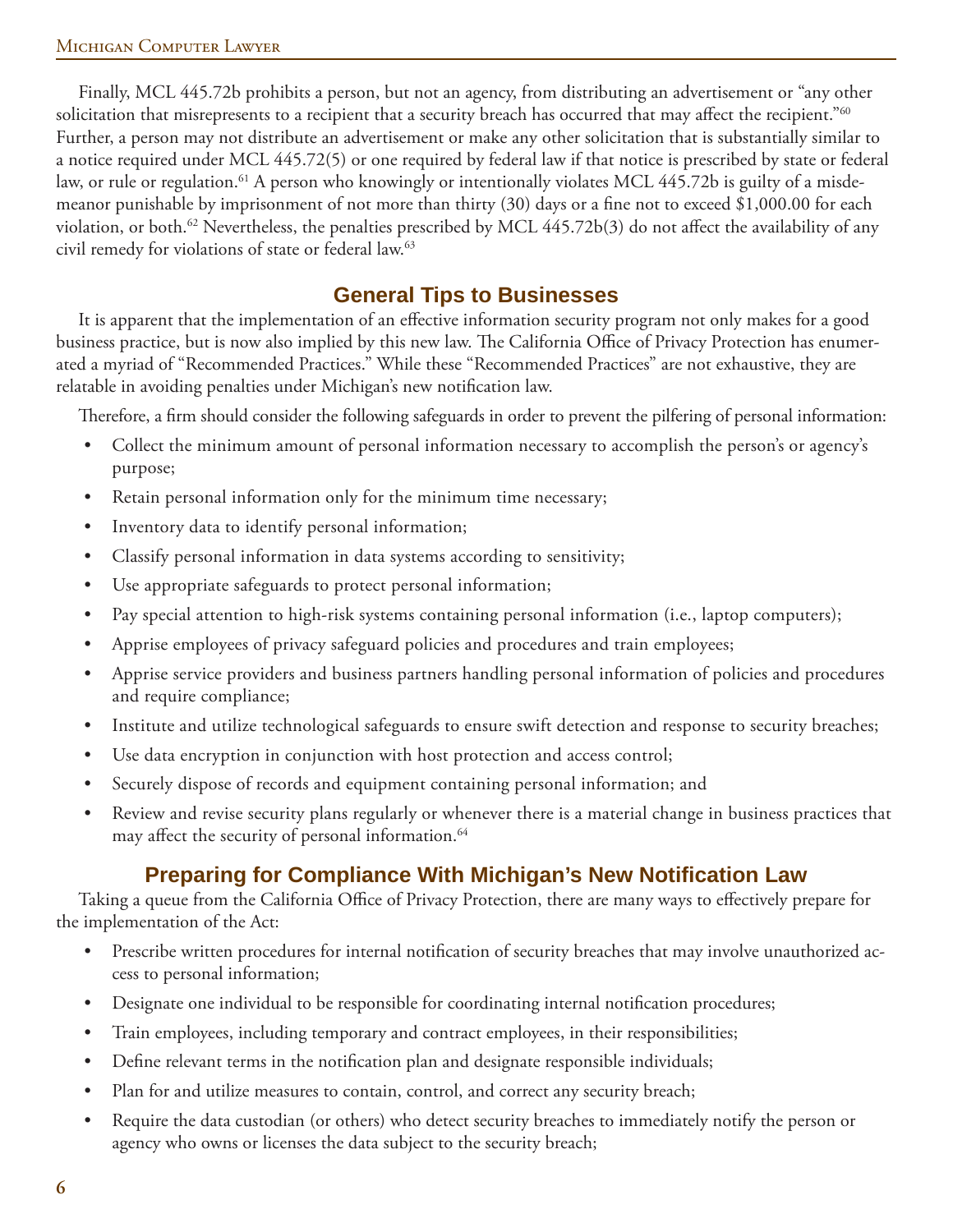Finally, MCL 445.72b prohibits a person, but not an agency, from distributing an advertisement or "any other solicitation that misrepresents to a recipient that a security breach has occurred that may affect the recipient."[60] Further, a person may not distribute an advertisement or make any other solicitation that is substantially similar to a notice required under MCL 445.72(5) or one required by federal law if that notice is prescribed by state or federal law, or rule or regulation.[61] A person who knowingly or intentionally violates MCL 445.72b is guilty of a misdemeanor punishable by imprisonment of not more than thirty (30) days or a fine not to exceed $1,000.00 for each violation, or both.[62] Nevertheless, the penalties prescribed by MCL 445.72b(3) do not affect the availability of any civil remedy for violations of state or federal law.[63]

## General Tips to Businesses

It is apparent that the implementation of an effective information security program not only makes for a good business practice, but is now also implied by this new law. The California Office of Privacy Protection has enumerated a myriad of "Recommended Practices." While these "Recommended Practices" are not exhaustive, they are relatable in avoiding penalties under Michigan's new notification law.

Therefore, a firm should consider the following safeguards in order to prevent the pilfering of personal information:

- Collect the minimum amount of personal information necessary to accomplish the person's or agency's purpose;
- Retain personal information only for the minimum time necessary;
- Inventory data to identify personal information;
- Classify personal information in data systems according to sensitivity;
- Use appropriate safeguards to protect personal information;
- Pay special attention to high-risk systems containing personal information (i.e., laptop computers);
- Apprise employees of privacy safeguard policies and procedures and train employees;
- Apprise service providers and business partners handling personal information of policies and procedures and require compliance;
- Institute and utilize technological safeguards to ensure swift detection and response to security breaches;
- Use data encryption in conjunction with host protection and access control;
- Securely dispose of records and equipment containing personal information; and
- Review and revise security plans regularly or whenever there is a material change in business practices that may affect the security of personal information.[64]

## Preparing for Compliance With Michigan's New Notification Law

Taking a queue from the California Office of Privacy Protection, there are many ways to effectively prepare for the implementation of the Act:

- Prescribe written procedures for internal notification of security breaches that may involve unauthorized access to personal information;
- Designate one individual to be responsible for coordinating internal notification procedures;
- Train employees, including temporary and contract employees, in their responsibilities;
- Define relevant terms in the notification plan and designate responsible individuals;
- Plan for and utilize measures to contain, control, and correct any security breach;
- Require the data custodian (or others) who detect security breaches to immediately notify the person or agency who owns or licenses the data subject to the security breach;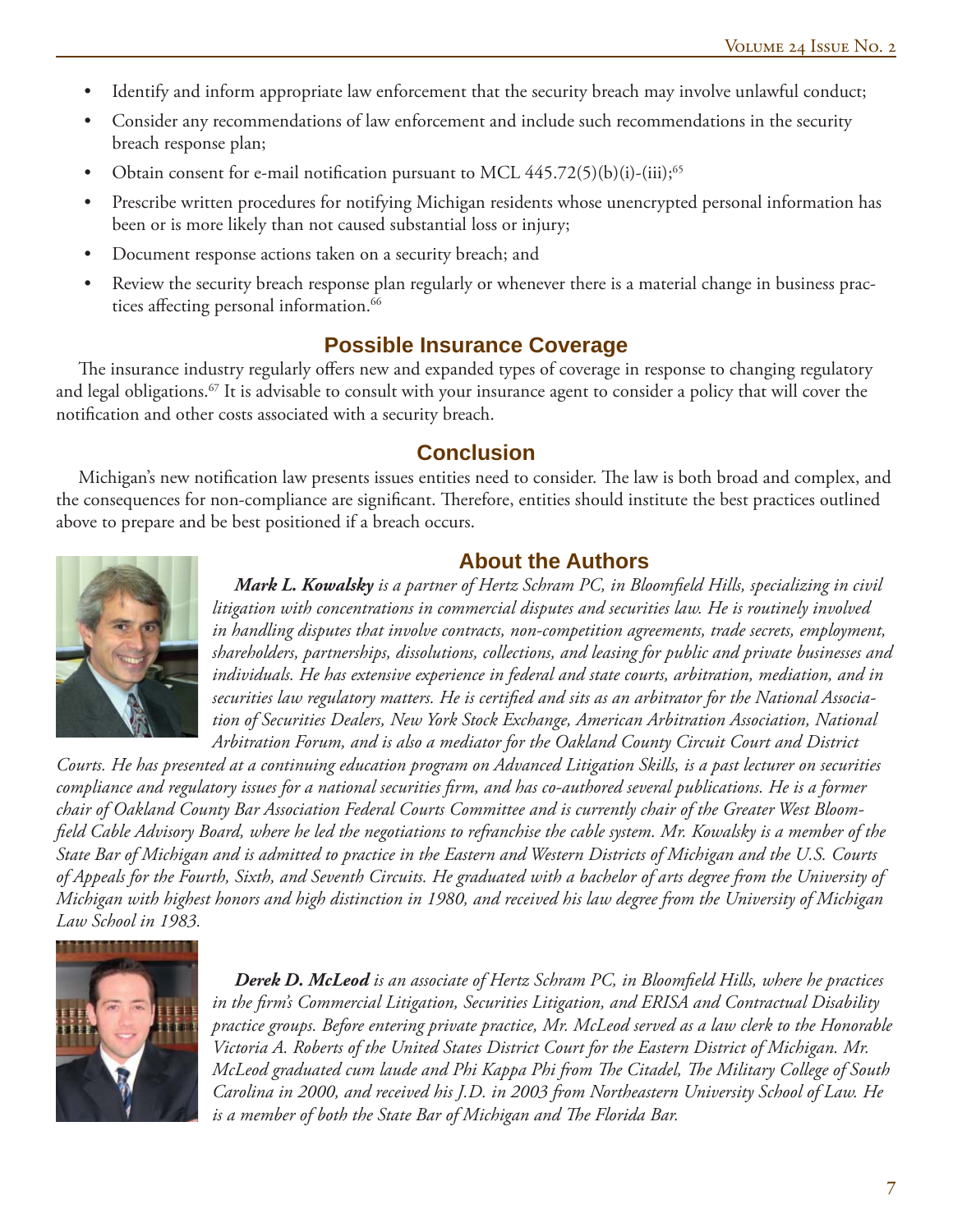- Identify and inform appropriate law enforcement that the security breach may involve unlawful conduct;
- Consider any recommendations of law enforcement and include such recommendations in the security breach response plan;
- Obtain consent for e-mail notification pursuant to MCL 445.72(5)(b)(i)-(iii);[65]
- Prescribe written procedures for notifying Michigan residents whose unencrypted personal information has been or is more likely than not caused substantial loss or injury;
- Document response actions taken on a security breach; and
- Review the security breach response plan regularly or whenever there is a material change in business practices affecting personal information.[66]

## Possible Insurance Coverage

The insurance industry regularly offers new and expanded types of coverage in response to changing regulatory and legal obligations.[67] It is advisable to consult with your insurance agent to consider a policy that will cover the notification and other costs associated with a security breach.

## Conclusion

Michigan's new notification law presents issues entities need to consider. The law is both broad and complex, and the consequences for non-compliance are significant. Therefore, entities should institute the best practices outlined above to prepare and be best positioned if a breach occurs.

## About the Authors

***Mark L. Kowalsky*** *is a partner of Hertz Schram PC, in Bloomfield Hills, specializing in civil litigation with concentrations in commercial disputes and securities law. He is routinely involved in handling disputes that involve contracts, non-competition agreements, trade secrets, employment, shareholders, partnerships, dissolutions, collections, and leasing for public and private businesses and individuals. He has extensive experience in federal and state courts, arbitration, mediation, and in securities law regulatory matters. He is certified and sits as an arbitrator for the National Association of Securities Dealers, New York Stock Exchange, American Arbitration Association, National Arbitration Forum, and is also a mediator for the Oakland County Circuit Court and District Courts. He has presented at a continuing education program on Advanced Litigation Skills, is a past lecturer on securities compliance and regulatory issues for a national securities firm, and has co-authored several publications. He is a former chair of Oakland County Bar Association Federal Courts Committee and is currently chair of the Greater West Bloomfield Cable Advisory Board, where he led the negotiations to refranchise the cable system. Mr. Kowalsky is a member of the State Bar of Michigan and is admitted to practice in the Eastern and Western Districts of Michigan and the U.S. Courts of Appeals for the Fourth, Sixth, and Seventh Circuits. He graduated with a bachelor of arts degree from the University of Michigan with highest honors and high distinction in 1980, and received his law degree from the University of Michigan Law School in 1983.*

***Derek D. McLeod*** *is an associate of Hertz Schram PC, in Bloomfield Hills, where he practices in the firm's Commercial Litigation, Securities Litigation, and ERISA and Contractual Disability practice groups. Before entering private practice, Mr. McLeod served as a law clerk to the Honorable Victoria A. Roberts of the United States District Court for the Eastern District of Michigan. Mr. McLeod graduated cum laude and Phi Kappa Phi from The Citadel, The Military College of South Carolina in 2000, and received his J.D. in 2003 from Northeastern University School of Law. He is a member of both the State Bar of Michigan and The Florida Bar.*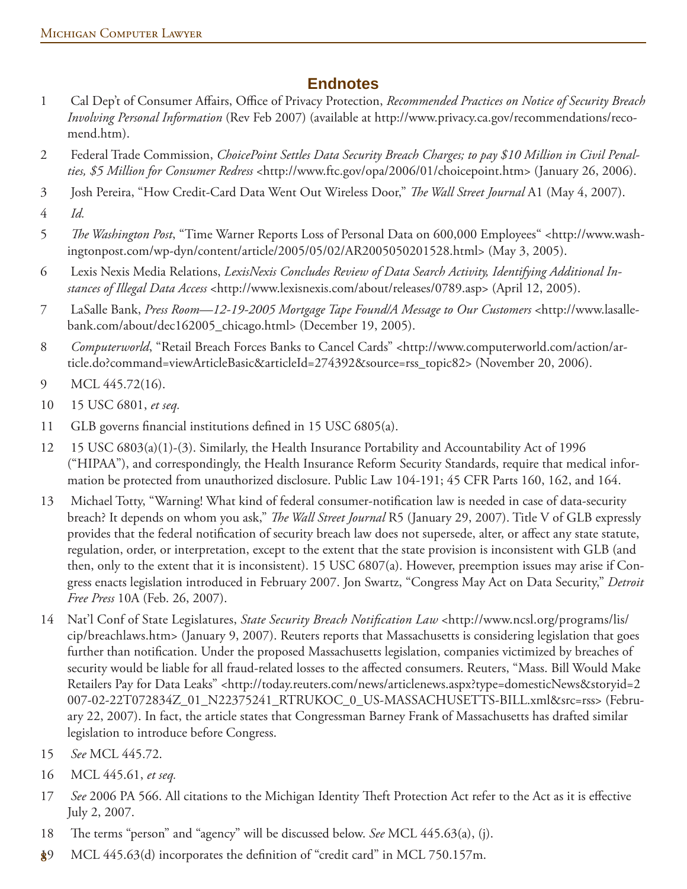## Endnotes

1 Cal Dep't of Consumer Affairs, Office of Privacy Protection, *Recommended Practices on Notice of Security Breach Involving Personal Information* (Rev Feb 2007) (available at http://www.privacy.ca.gov/recommendations/recomend.htm).

2 Federal Trade Commission, *ChoicePoint Settles Data Security Breach Charges; to pay $10 Million in Civil Penalties, $5 Million for Consumer Redress* <http://www.ftc.gov/opa/2006/01/choicepoint.htm> (January 26, 2006).

3 Josh Pereira, "How Credit-Card Data Went Out Wireless Door," *The Wall Street Journal* A1 (May 4, 2007).

4 *Id.*

5 *The Washington Post*, "Time Warner Reports Loss of Personal Data on 600,000 Employees" <http://www.washingtonpost.com/wp-dyn/content/article/2005/05/02/AR2005050201528.html> (May 3, 2005).

6 Lexis Nexis Media Relations, *LexisNexis Concludes Review of Data Search Activity, Identifying Additional Instances of Illegal Data Access* <http://www.lexisnexis.com/about/releases/0789.asp> (April 12, 2005).

7 LaSalle Bank, *Press Room—12-19-2005 Mortgage Tape Found/A Message to Our Customers* <http://www.lasallebank.com/about/dec162005_chicago.html> (December 19, 2005).

8 *Computerworld*, "Retail Breach Forces Banks to Cancel Cards" <http://www.computerworld.com/action/article.do?command=viewArticleBasic&articleId=274392&source=rss_topic82> (November 20, 2006).

9 MCL 445.72(16).

10 15 USC 6801, *et seq.*

11 GLB governs financial institutions defined in 15 USC 6805(a).

12 15 USC 6803(a)(1)-(3). Similarly, the Health Insurance Portability and Accountability Act of 1996 ("HIPAA"), and correspondingly, the Health Insurance Reform Security Standards, require that medical information be protected from unauthorized disclosure. Public Law 104-191; 45 CFR Parts 160, 162, and 164.

13 Michael Totty, "Warning! What kind of federal consumer-notification law is needed in case of data-security breach? It depends on whom you ask," *The Wall Street Journal* R5 (January 29, 2007). Title V of GLB expressly provides that the federal notification of security breach law does not supersede, alter, or affect any state statute, regulation, order, or interpretation, except to the extent that the state provision is inconsistent with GLB (and then, only to the extent that it is inconsistent). 15 USC 6807(a). However, preemption issues may arise if Congress enacts legislation introduced in February 2007. Jon Swartz, "Congress May Act on Data Security," *Detroit Free Press* 10A (Feb. 26, 2007).

14 Nat'l Conf of State Legislatures, *State Security Breach Notification Law* <http://www.ncsl.org/programs/lis/cip/breachlaws.htm> (January 9, 2007). Reuters reports that Massachusetts is considering legislation that goes further than notification. Under the proposed Massachusetts legislation, companies victimized by breaches of security would be liable for all fraud-related losses to the affected consumers. Reuters, "Mass. Bill Would Make Retailers Pay for Data Leaks" <http://today.reuters.com/news/articlenews.aspx?type=domesticNews&storyid=2007-02-22T072834Z_01_N22375241_RTRUKOC_0_US-MASSACHUSETTS-BILL.xml&src=rss> (February 22, 2007). In fact, the article states that Congressman Barney Frank of Massachusetts has drafted similar legislation to introduce before Congress.

15 *See* MCL 445.72.

16 MCL 445.61, *et seq.*

17 *See* 2006 PA 566. All citations to the Michigan Identity Theft Protection Act refer to the Act as it is effective July 2, 2007.

18 The terms "person" and "agency" will be discussed below. *See* MCL 445.63(a), (j).

19 MCL 445.63(d) incorporates the definition of "credit card" in MCL 750.157m.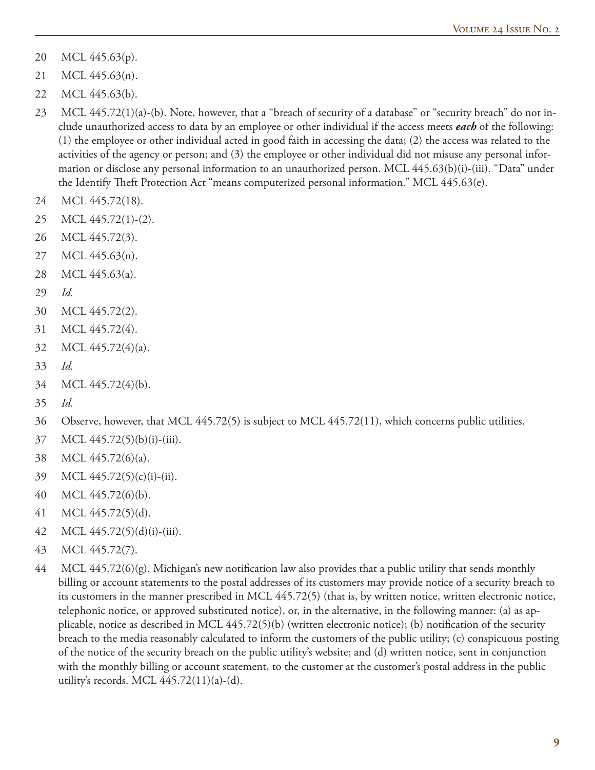20 MCL 445.63(p).

21 MCL 445.63(n).

22 MCL 445.63(b).

23 MCL 445.72(1)(a)-(b). Note, however, that a "breach of security of a database" or "security breach" do not include unauthorized access to data by an employee or other individual if the access meets ***each*** of the following: (1) the employee or other individual acted in good faith in accessing the data; (2) the access was related to the activities of the agency or person; and (3) the employee or other individual did not misuse any personal information or disclose any personal information to an unauthorized person. MCL 445.63(b)(i)-(iii). "Data" under the Identify Theft Protection Act "means computerized personal information." MCL 445.63(e).

24 MCL 445.72(18).

25 MCL 445.72(1)-(2).

26 MCL 445.72(3).

27 MCL 445.63(n).

28 MCL 445.63(a).

29 *Id.*

30 MCL 445.72(2).

31 MCL 445.72(4).

32 MCL 445.72(4)(a).

33 *Id.*

34 MCL 445.72(4)(b).

35 *Id.*

36 Observe, however, that MCL 445.72(5) is subject to MCL 445.72(11), which concerns public utilities.

37 MCL 445.72(5)(b)(i)-(iii).

38 MCL 445.72(6)(a).

39 MCL 445.72(5)(c)(i)-(ii).

40 MCL 445.72(6)(b).

41 MCL 445.72(5)(d).

42 MCL 445.72(5)(d)(i)-(iii).

43 MCL 445.72(7).

44 MCL 445.72(6)(g). Michigan's new notification law also provides that a public utility that sends monthly billing or account statements to the postal addresses of its customers may provide notice of a security breach to its customers in the manner prescribed in MCL 445.72(5) (that is, by written notice, written electronic notice, telephonic notice, or approved substituted notice), or, in the alternative, in the following manner: (a) as applicable, notice as described in MCL 445.72(5)(b) (written electronic notice); (b) notification of the security breach to the media reasonably calculated to inform the customers of the public utility; (c) conspicuous posting of the notice of the security breach on the public utility's website; and (d) written notice, sent in conjunction with the monthly billing or account statement, to the customer at the customer's postal address in the public utility's records. MCL 445.72(11)(a)-(d).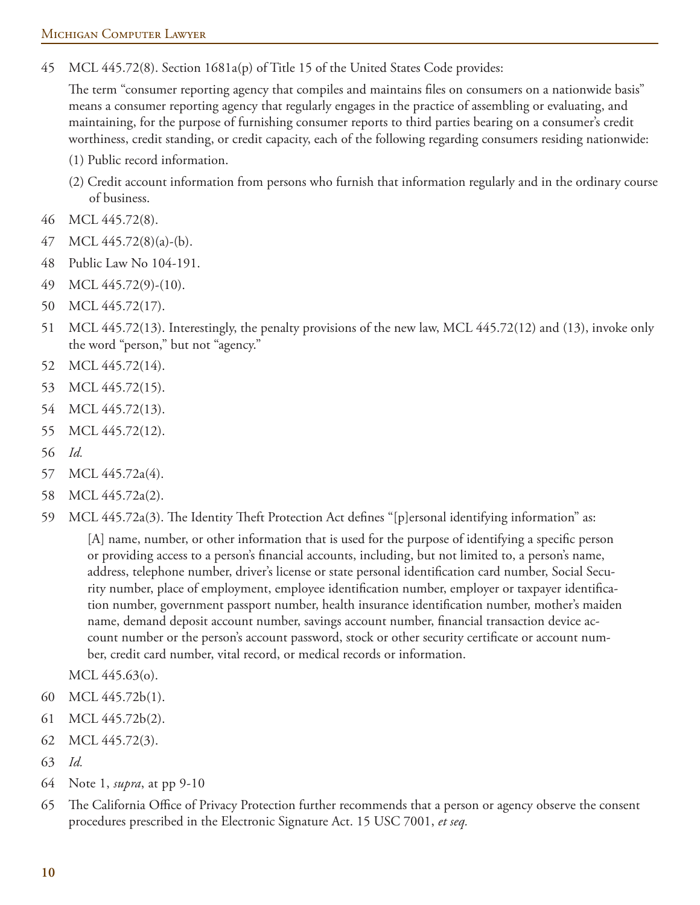45 MCL 445.72(8). Section 1681a(p) of Title 15 of the United States Code provides:

> The term "consumer reporting agency that compiles and maintains files on consumers on a nationwide basis" means a consumer reporting agency that regularly engages in the practice of assembling or evaluating, and maintaining, for the purpose of furnishing consumer reports to third parties bearing on a consumer's credit worthiness, credit standing, or credit capacity, each of the following regarding consumers residing nationwide:
>
> (1) Public record information.
>
> (2) Credit account information from persons who furnish that information regularly and in the ordinary course of business.

46 MCL 445.72(8).

47 MCL 445.72(8)(a)-(b).

48 Public Law No 104-191.

49 MCL 445.72(9)-(10).

50 MCL 445.72(17).

51 MCL 445.72(13). Interestingly, the penalty provisions of the new law, MCL 445.72(12) and (13), invoke only the word "person," but not "agency."

52 MCL 445.72(14).

53 MCL 445.72(15).

54 MCL 445.72(13).

55 MCL 445.72(12).

56 *Id.*

57 MCL 445.72a(4).

58 MCL 445.72a(2).

59 MCL 445.72a(3). The Identity Theft Protection Act defines "[p]ersonal identifying information" as:

> [A] name, number, or other information that is used for the purpose of identifying a specific person or providing access to a person's financial accounts, including, but not limited to, a person's name, address, telephone number, driver's license or state personal identification card number, Social Security number, place of employment, employee identification number, employer or taxpayer identification number, government passport number, health insurance identification number, mother's maiden name, demand deposit account number, savings account number, financial transaction device account number or the person's account password, stock or other security certificate or account number, credit card number, vital record, or medical records or information.

MCL 445.63(o).

60 MCL 445.72b(1).

61 MCL 445.72b(2).

62 MCL 445.72(3).

63 *Id.*

64 Note 1, *supra*, at pp 9-10

65 The California Office of Privacy Protection further recommends that a person or agency observe the consent procedures prescribed in the Electronic Signature Act. 15 USC 7001, *et seq.*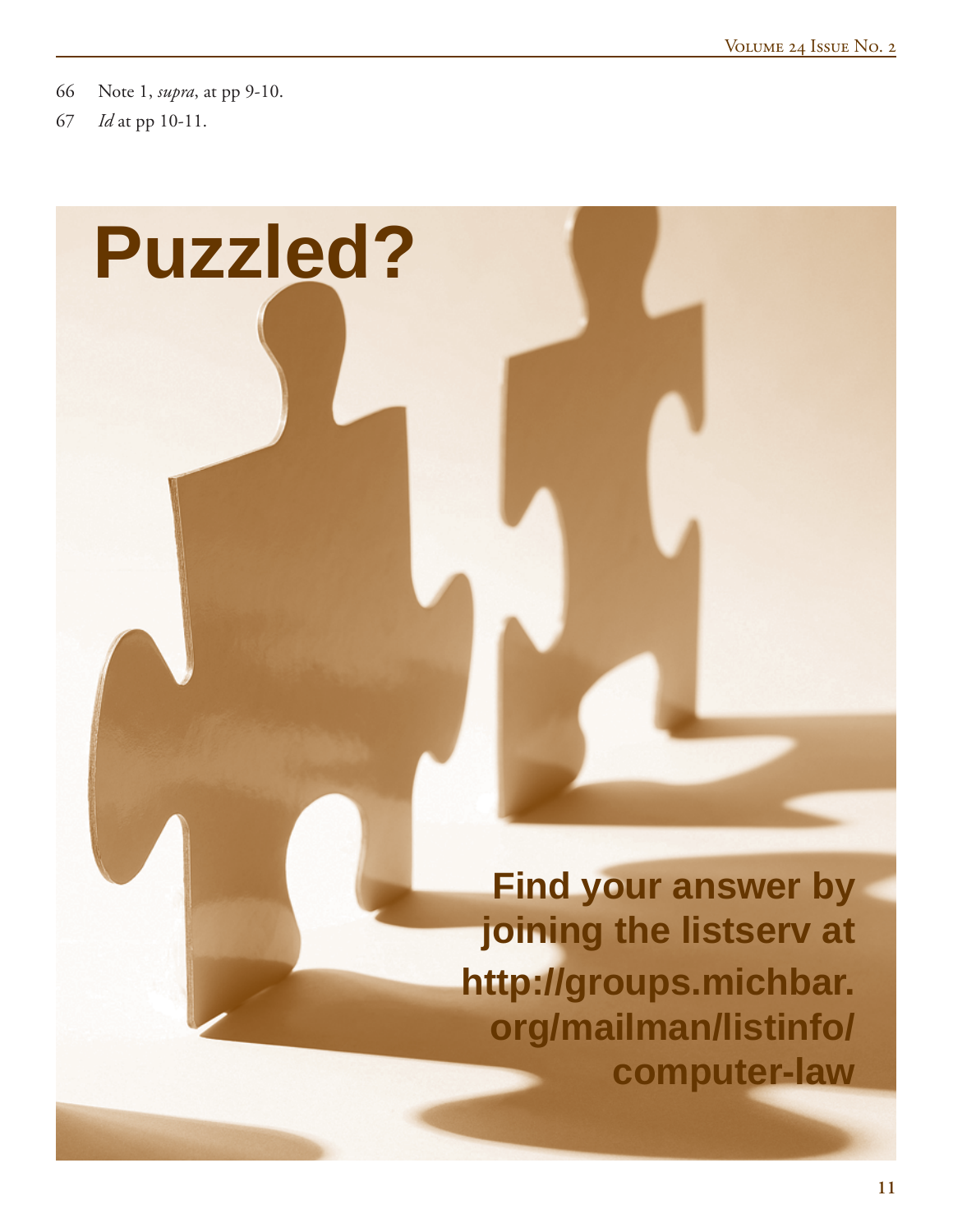66 Note 1, *supra*, at pp 9-10.

67 *Id* at pp 10-11.

# Puzzled?

**Find your answer by joining the listserv at http://groups.michbar.org/mailman/listinfo/computer-law**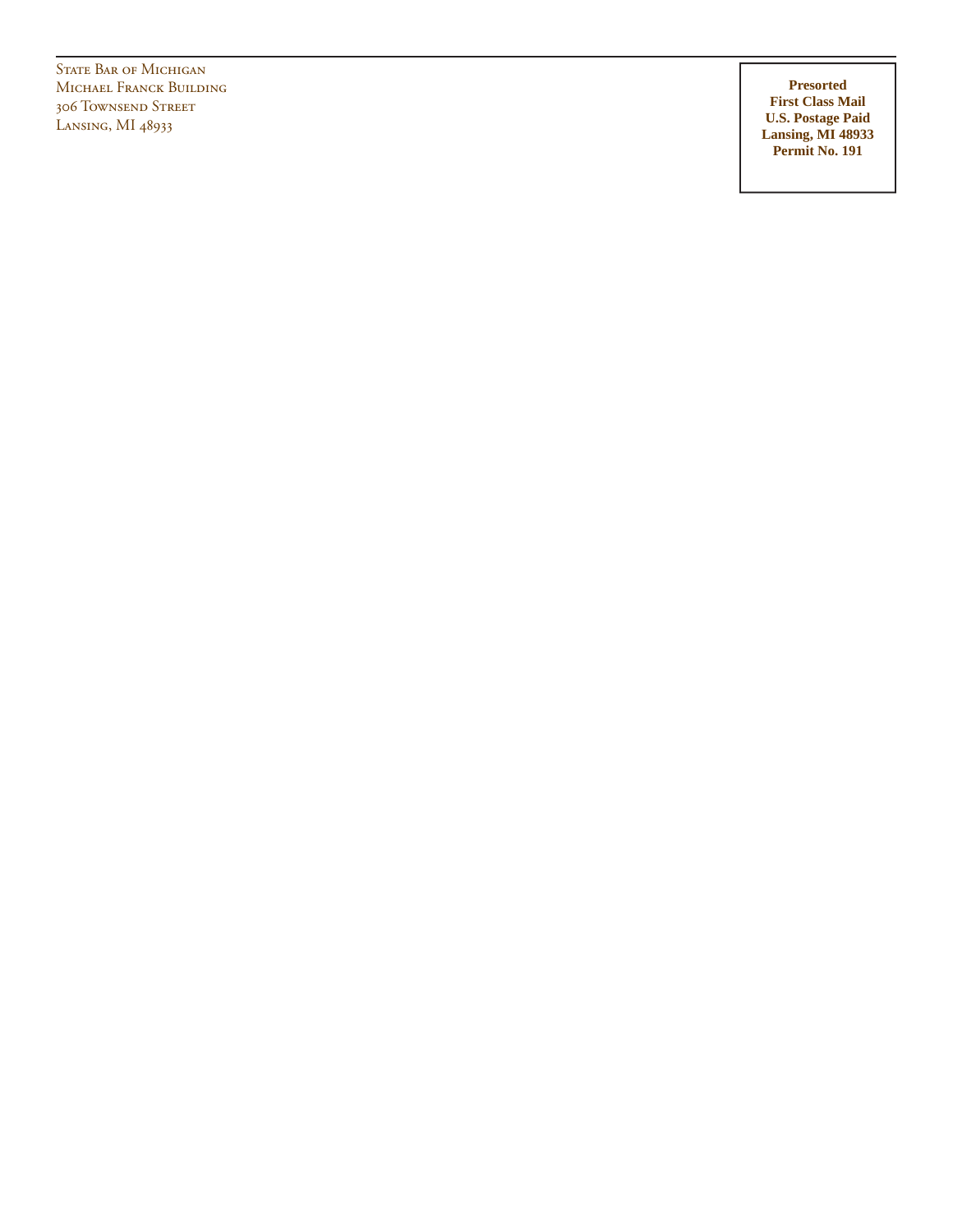State Bar of Michigan
Michael Franck Building
306 Townsend Street
Lansing, MI 48933

**Presorted**
**First Class Mail**
**U.S. Postage Paid**
**Lansing, MI 48933**
**Permit No. 191**